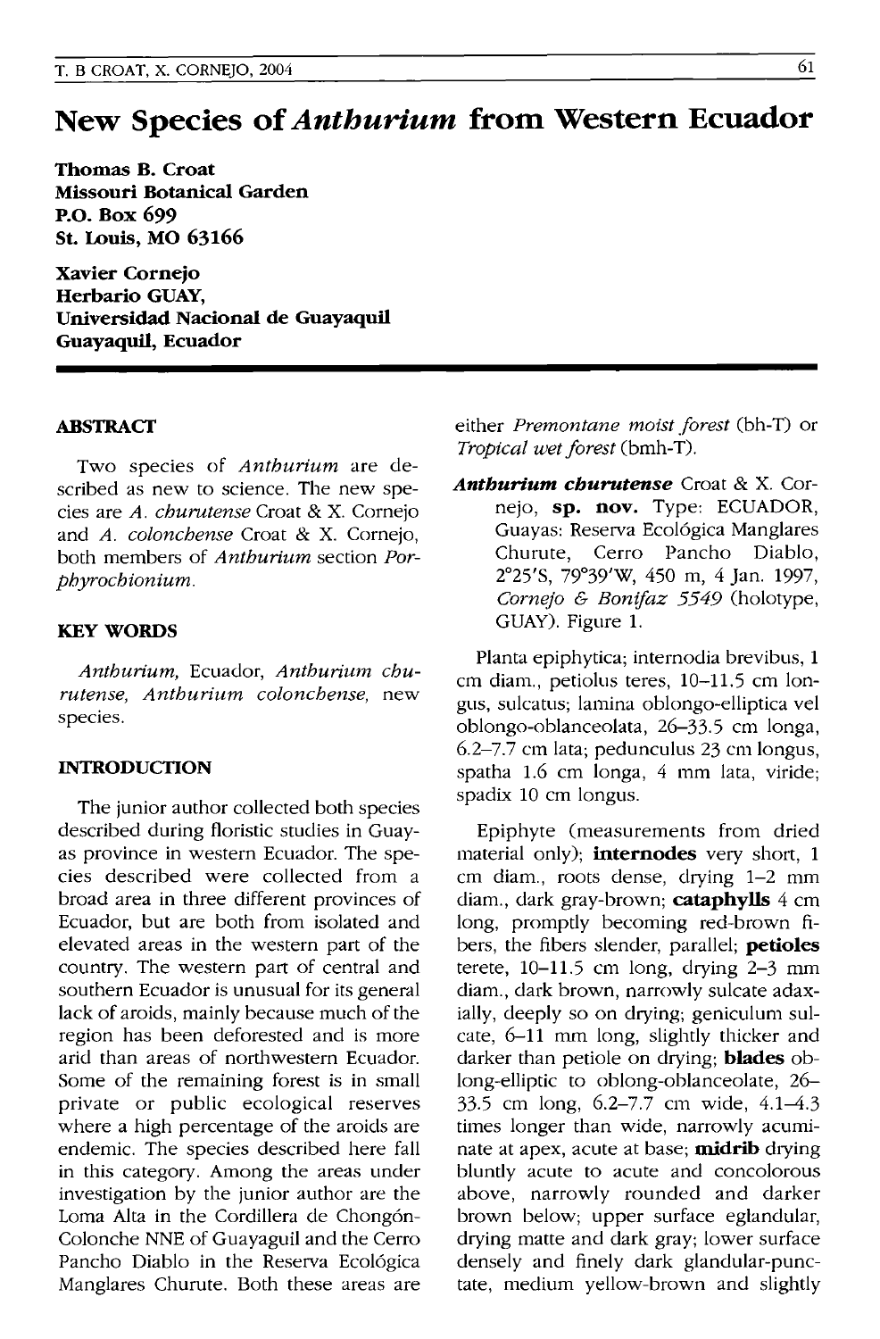# New Species of *Anthurium* from Western Ecuador

**Thomas B. Croat**
**Missouri Botanical Garden**
**P.O. Box 699**
**St. Louis, MO 63166**

**Xavier Cornejo**
**Herbario GUAY,**
**Universidad Nacional de Guayaquil**
**Guayaquil, Ecuador**

## ABSTRACT

Two species of *Anthurium* are described as new to science. The new species are *A. churutense* Croat & X. Cornejo and *A. colonchense* Croat & X. Cornejo, both members of *Anthurium* section *Porphyrochitonium*.

## KEY WORDS

*Anthurium,* Ecuador, *Anthurium churutense, Anthurium colonchense,* new species.

## INTRODUCTION

The junior author collected both species described during floristic studies in Guayas province in western Ecuador. The species described were collected from a broad area in three different provinces of Ecuador, but are both from isolated and elevated areas in the western part of the country. The western part of central and southern Ecuador is unusual for its general lack of aroids, mainly because much of the region has been deforested and is more arid than areas of northwestern Ecuador. Some of the remaining forest is in small private or public ecological reserves where a high percentage of the aroids are endemic. The species described here fall in this category. Among the areas under investigation by the junior author are the Loma Alta in the Cordillera de Chongón-Colonche NNE of Guayaquil and the Cerro Pancho Diablo in the Reserva Ecológica Manglares Churute. Both these areas are either *Premontane moist forest* (bh-T) or *Tropical wet forest* (bmh-T).

***Anthurium churutense*** Croat & X. Cornejo, **sp. nov.** Type: ECUADOR, Guayas: Reserva Ecológica Manglares Churute, Cerro Pancho Diablo, 2°25'S, 79°39'W, 450 m, 4 Jan. 1997, *Cornejo & Bonifaz 5549* (holotype, GUAY). Figure 1.

Planta epiphytica; internodia brevibus, 1 cm diam., petiolus teres, 10–11.5 cm longus, sulcatus; lamina oblongo-elliptica vel oblongo-oblanceolata, 26–33.5 cm longa, 6.2–7.7 cm lata; pedunculus 23 cm longus, spatha 1.6 cm longa, 4 mm lata, viride; spadix 10 cm longus.

Epiphyte (measurements from dried material only); **internodes** very short, 1 cm diam., roots dense, drying 1–2 mm diam., dark gray-brown; **cataphylls** 4 cm long, promptly becoming red-brown fibers, the fibers slender, parallel; **petioles** terete, 10–11.5 cm long, drying 2–3 mm diam., dark brown, narrowly sulcate adaxially, deeply so on drying; geniculum sulcate, 6–11 mm long, slightly thicker and darker than petiole on drying; **blades** oblong-elliptic to oblong-oblanceolate, 26–33.5 cm long, 6.2–7.7 cm wide, 4.1–4.3 times longer than wide, narrowly acuminate at apex, acute at base; **midrib** drying bluntly acute to acute and concolorous above, narrowly rounded and darker brown below; upper surface eglandular, drying matte and dark gray; lower surface densely and finely dark glandular-punctate, medium yellow-brown and slightly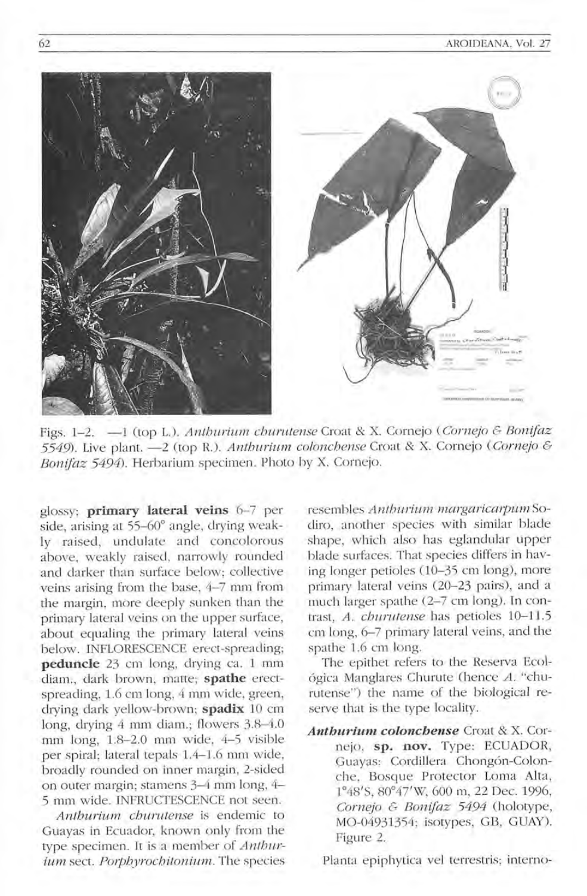Figs. 1–2. —1 (top L.). *Anthurium churutense* Croat & X. Cornejo (*Cornejo & Bonifaz 5549*). Live plant. —2 (top R.). *Anthurium colonchense* Croat & X. Cornejo (*Cornejo & Bonifaz 5494*). Herbarium specimen. Photo by X. Cornejo.

glossy; **primary lateral veins** 6–7 per side, arising at 55–60° angle, drying weakly raised, undulate and concolorous above, weakly raised, narrowly rounded and darker than surface below; collective veins arising from the base, 4–7 mm from the margin, more deeply sunken than the primary lateral veins on the upper surface, about equaling the primary lateral veins below. INFLORESCENCE erect-spreading; **peduncle** 23 cm long, drying ca. 1 mm diam., dark brown, matte; **spathe** erect-spreading, 1.6 cm long, 4 mm wide, green, drying dark yellow-brown; **spadix** 10 cm long, drying 4 mm diam.; flowers 3.8–4.0 mm long, 1.8–2.0 mm wide, 4–5 visible per spiral; lateral tepals 1.4–1.6 mm wide, broadly rounded on inner margin, 2-sided on outer margin; stamens 3–4 mm long, 4–5 mm wide. INFRUCTESCENCE not seen.

*Anthurium churutense* is endemic to Guayas in Ecuador, known only from the type specimen. It is a member of *Anthurium* sect. *Porphyrochitonium*. The species resembles *Anthurium margaricarpum* Sodiro, another species with similar blade shape, which also has eglandular upper blade surfaces. That species differs in having longer petioles (10–35 cm long), more primary lateral veins (20–23 pairs), and a much larger spathe (2–7 cm long). In contrast, *A. churutense* has petioles 10–11.5 cm long, 6–7 primary lateral veins, and the spathe 1.6 cm long.

The epithet refers to the Reserva Ecológica Manglares Churute (hence *A.* "churutense") the name of the biological reserve that is the type locality.

***Anthurium colonchense*** Croat & X. Cornejo, **sp. nov.** Type: ECUADOR, Guayas: Cordillera Chongón-Colonche, Bosque Protector Loma Alta, 1°48′S, 80°47′W, 600 m, 22 Dec. 1996, *Cornejo & Bonifaz 5494* (holotype, MO-04931354; isotypes, GB, GUAY). Figure 2.

Planta epiphytica vel terrestris; interno-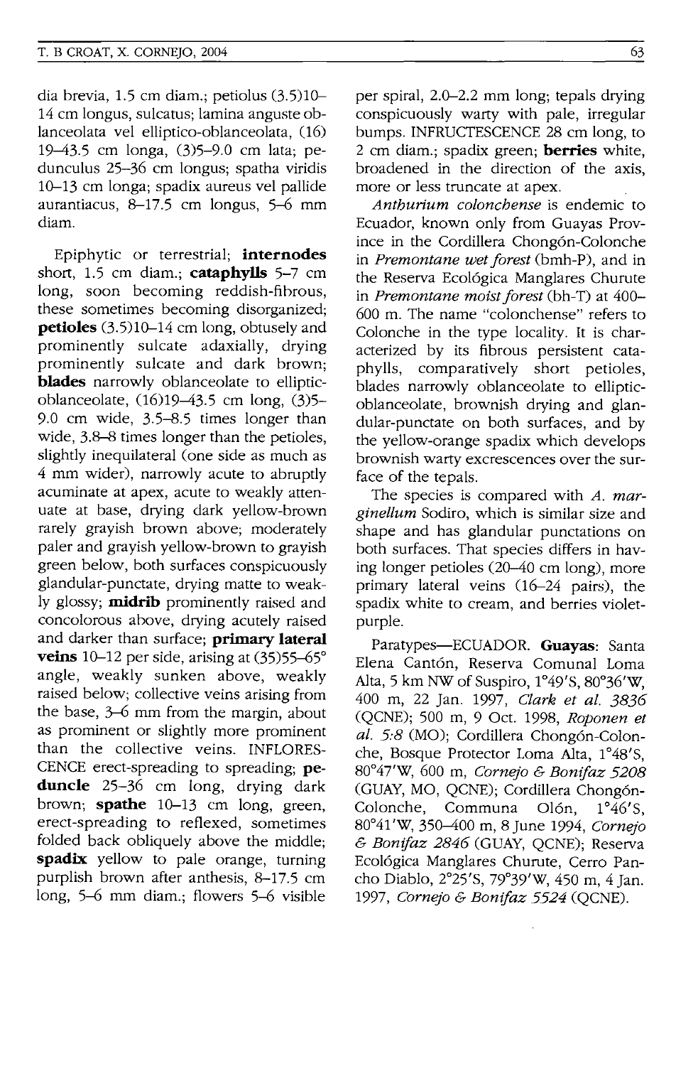dia brevia, 1.5 cm diam.; petiolus (3.5)10–14 cm longus, sulcatus; lamina anguste oblanceolata vel elliptico-oblanceolata, (16) 19–43.5 cm longa, (3)5–9.0 cm lata; pedunculus 25–36 cm longus; spatha viridis 10–13 cm longa; spadix aureus vel pallide aurantiacus, 8–17.5 cm longus, 5–6 mm diam.

Epiphytic or terrestrial; **internodes** short, 1.5 cm diam.; **cataphylls** 5–7 cm long, soon becoming reddish-fibrous, these sometimes becoming disorganized; **petioles** (3.5)10–14 cm long, obtusely and prominently sulcate adaxially, drying prominently sulcate and dark brown; **blades** narrowly oblanceolate to elliptic-oblanceolate, (16)19–43.5 cm long, (3)5–9.0 cm wide, 3.5–8.5 times longer than wide, 3.8–8 times longer than the petioles, slightly inequilateral (one side as much as 4 mm wider), narrowly acute to abruptly acuminate at apex, acute to weakly attenuate at base, drying dark yellow-brown rarely grayish brown above; moderately paler and grayish yellow-brown to grayish green below, both surfaces conspicuously glandular-punctate, drying matte to weakly glossy; **midrib** prominently raised and concolorous above, drying acutely raised and darker than surface; **primary lateral veins** 10–12 per side, arising at (35)55–65° angle, weakly sunken above, weakly raised below; collective veins arising from the base, 3–6 mm from the margin, about as prominent or slightly more prominent than the collective veins. INFLORESCENCE erect-spreading to spreading; **peduncle** 25–36 cm long, drying dark brown; **spathe** 10–13 cm long, green, erect-spreading to reflexed, sometimes folded back obliquely above the middle; **spadix** yellow to pale orange, turning purplish brown after anthesis, 8–17.5 cm long, 5–6 mm diam.; flowers 5–6 visible per spiral, 2.0–2.2 mm long; tepals drying conspicuously warty with pale, irregular bumps. INFRUCTESCENCE 28 cm long, to 2 cm diam.; spadix green; **berries** white, broadened in the direction of the axis, more or less truncate at apex.

*Anthurium colonchense* is endemic to Ecuador, known only from Guayas Province in the Cordillera Chongón-Colonche in *Premontane wet forest* (bmh-P), and in the Reserva Ecológica Manglares Churute in *Premontane moist forest* (bh-T) at 400–600 m. The name "colonchense" refers to Colonche in the type locality. It is characterized by its fibrous persistent cataphylls, comparatively short petioles, blades narrowly oblanceolate to elliptic-oblanceolate, brownish drying and glandular-punctate on both surfaces, and by the yellow-orange spadix which develops brownish warty excrescences over the surface of the tepals.

The species is compared with *A. marginellum* Sodiro, which is similar size and shape and has glandular punctations on both surfaces. That species differs in having longer petioles (20–40 cm long), more primary lateral veins (16–24 pairs), the spadix white to cream, and berries violet-purple.

Paratypes—ECUADOR. **Guayas**: Santa Elena Cantón, Reserva Comunal Loma Alta, 5 km NW of Suspiro, 1°49'S, 80°36'W, 400 m, 22 Jan. 1997, *Clark et al. 3836* (QCNE); 500 m, 9 Oct. 1998, *Roponen et al. 5:8* (MO); Cordillera Chongón-Colonche, Bosque Protector Loma Alta, 1°48'S, 80°47'W, 600 m, *Cornejo & Bonifaz 5208* (GUAY, MO, QCNE); Cordillera Chongón-Colonche, Communa Olón, 1°46'S, 80°41'W, 350–400 m, 8 June 1994, *Cornejo & Bonifaz 2846* (GUAY, QCNE); Reserva Ecológica Manglares Churute, Cerro Pancho Diablo, 2°25'S, 79°39'W, 450 m, 4 Jan. 1997, *Cornejo & Bonifaz 5524* (QCNE).